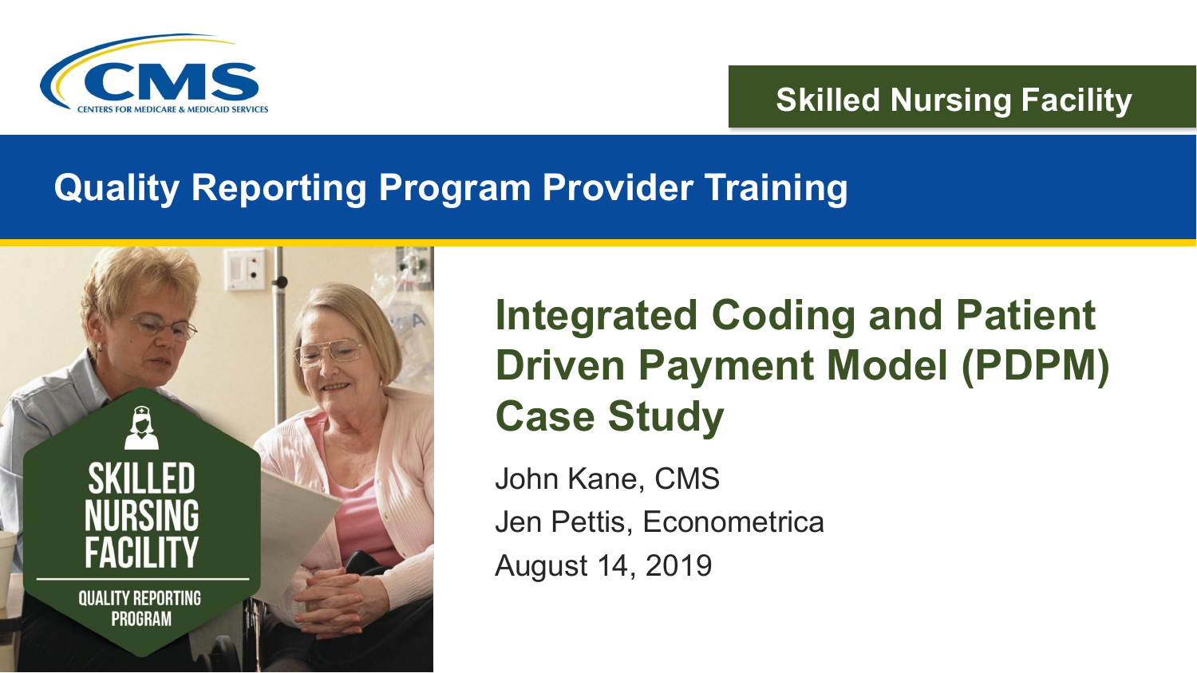Skilled Nursing Facility

## Quality Reporting Program Provider Training

# Integrated Coding and Patient Driven Payment Model (PDPM) Case Study

John Kane, CMS

Jen Pettis, Econometrica

August 14, 2019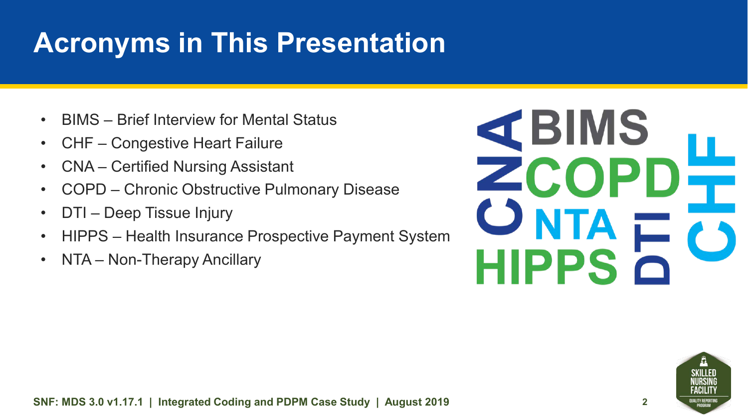# Acronyms in This Presentation

- BIMS – Brief Interview for Mental Status
- CHF – Congestive Heart Failure
- CNA – Certified Nursing Assistant
- COPD – Chronic Obstructive Pulmonary Disease
- DTI – Deep Tissue Injury
- HIPPS – Health Insurance Prospective Payment System
- NTA – Non-Therapy Ancillary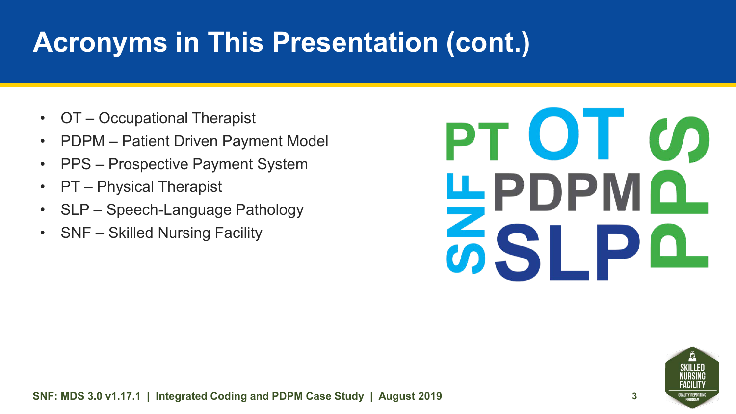# Acronyms in This Presentation (cont.)

- OT – Occupational Therapist
- PDPM – Patient Driven Payment Model
- PPS – Prospective Payment System
- PT – Physical Therapist
- SLP – Speech-Language Pathology
- SNF – Skilled Nursing Facility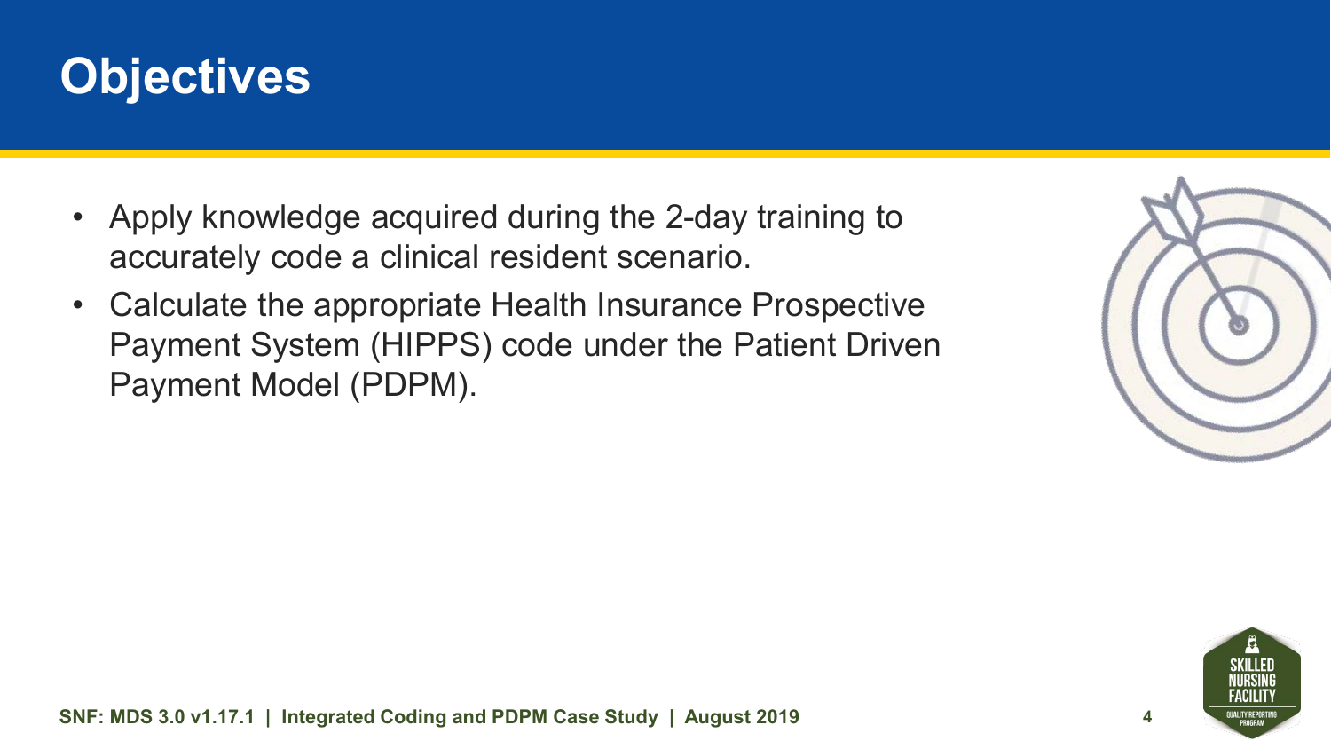# Objectives

- Apply knowledge acquired during the 2-day training to accurately code a clinical resident scenario.
- Calculate the appropriate Health Insurance Prospective Payment System (HIPPS) code under the Patient Driven Payment Model (PDPM).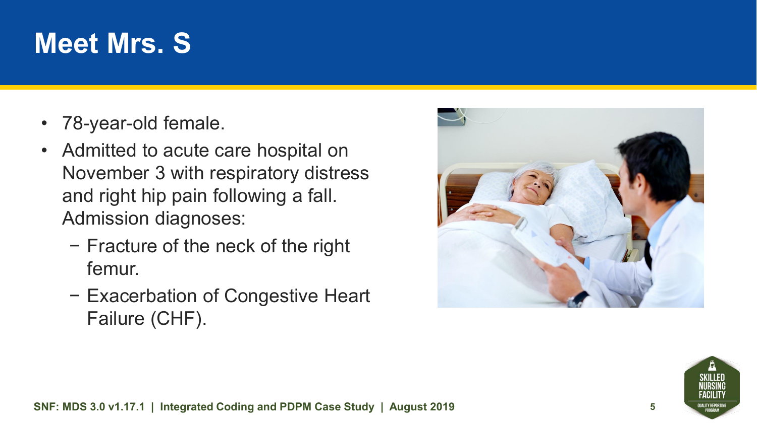# Meet Mrs. S

- 78-year-old female.
- Admitted to acute care hospital on November 3 with respiratory distress and right hip pain following a fall. Admission diagnoses:
  - Fracture of the neck of the right femur.
  - Exacerbation of Congestive Heart Failure (CHF).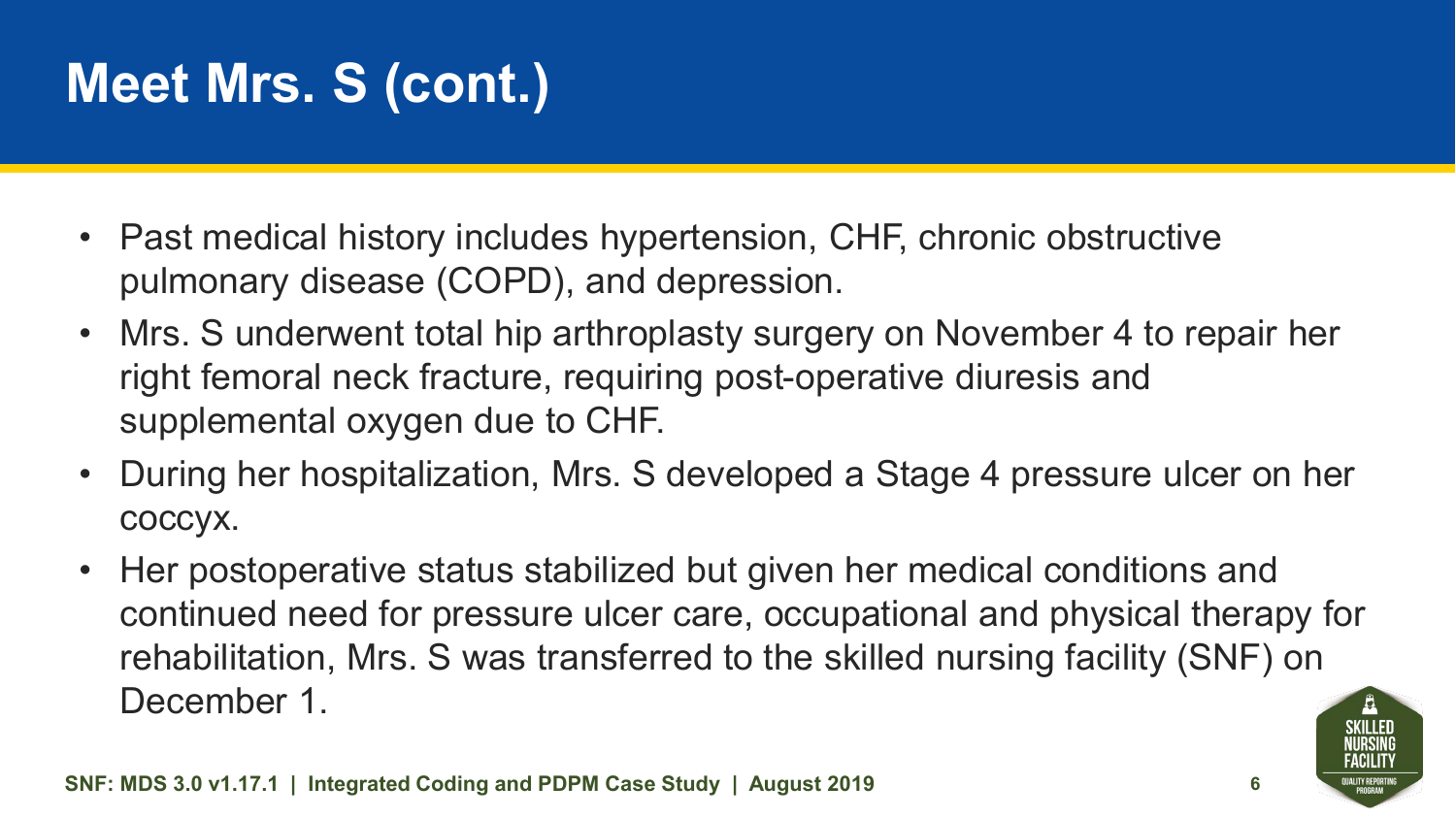# Meet Mrs. S (cont.)

- Past medical history includes hypertension, CHF, chronic obstructive pulmonary disease (COPD), and depression.
- Mrs. S underwent total hip arthroplasty surgery on November 4 to repair her right femoral neck fracture, requiring post-operative diuresis and supplemental oxygen due to CHF.
- During her hospitalization, Mrs. S developed a Stage 4 pressure ulcer on her coccyx.
- Her postoperative status stabilized but given her medical conditions and continued need for pressure ulcer care, occupational and physical therapy for rehabilitation, Mrs. S was transferred to the skilled nursing facility (SNF) on December 1.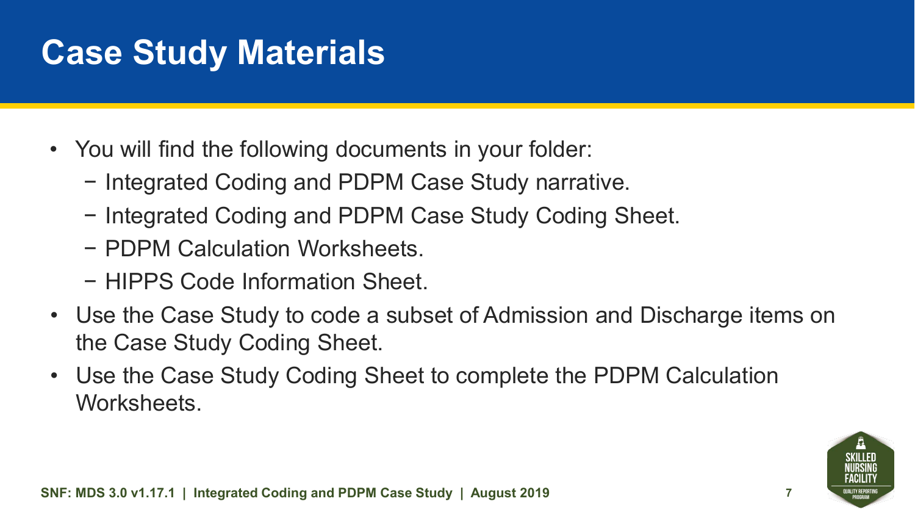# Case Study Materials

- You will find the following documents in your folder:
  - Integrated Coding and PDPM Case Study narrative.
  - Integrated Coding and PDPM Case Study Coding Sheet.
  - PDPM Calculation Worksheets.
  - HIPPS Code Information Sheet.
- Use the Case Study to code a subset of Admission and Discharge items on the Case Study Coding Sheet.
- Use the Case Study Coding Sheet to complete the PDPM Calculation Worksheets.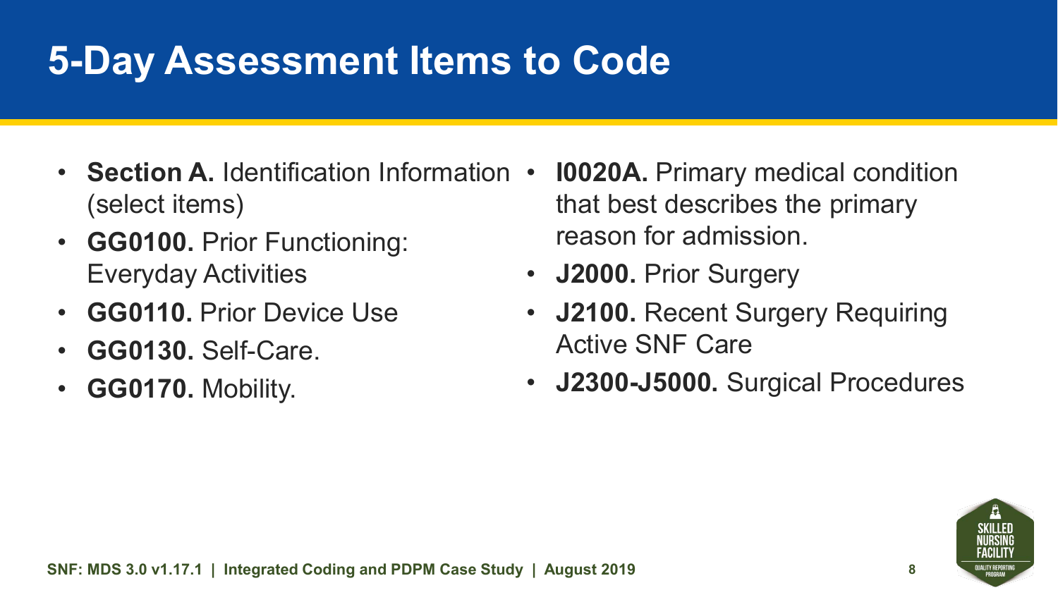# 5-Day Assessment Items to Code

- **Section A.** Identification Information (select items)
- **GG0100.** Prior Functioning: Everyday Activities
- **GG0110.** Prior Device Use
- **GG0130.** Self-Care.
- **GG0170.** Mobility.
- **I0020A.** Primary medical condition that best describes the primary reason for admission.
- **J2000.** Prior Surgery
- **J2100.** Recent Surgery Requiring Active SNF Care
- **J2300-J5000.** Surgical Procedures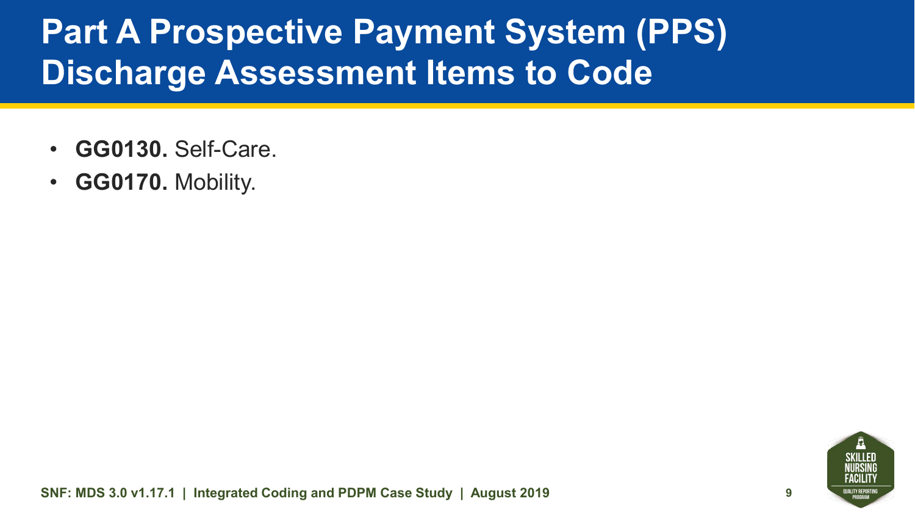# Part A Prospective Payment System (PPS) Discharge Assessment Items to Code

- **GG0130.** Self-Care.
- **GG0170.** Mobility.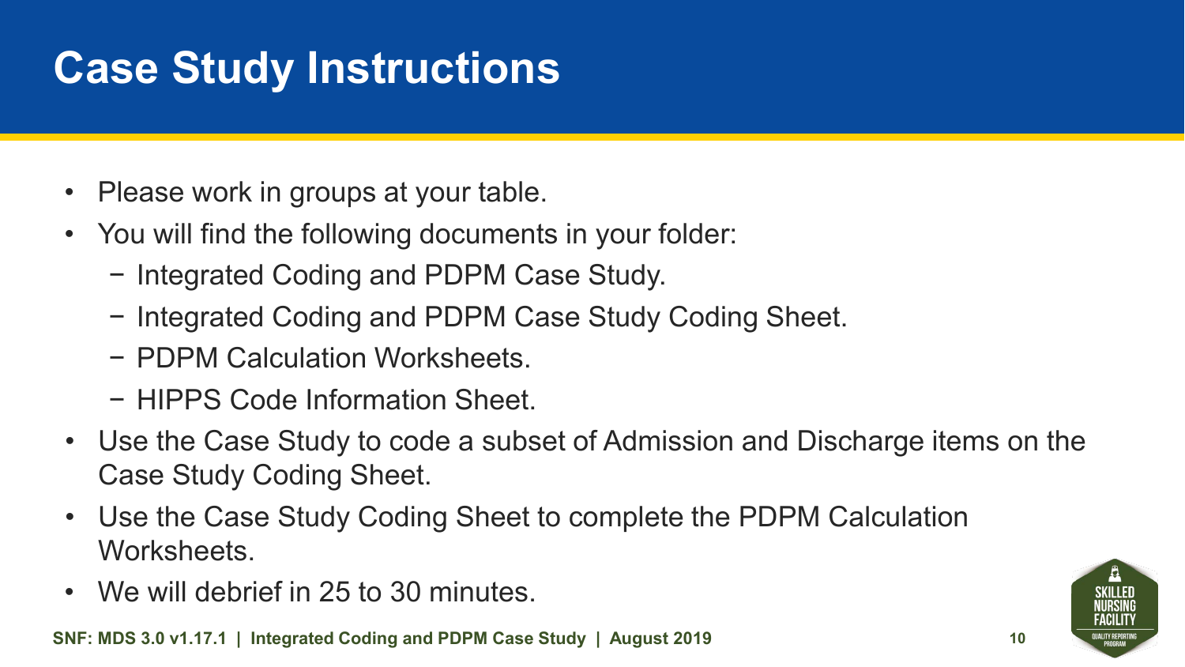# Case Study Instructions

- Please work in groups at your table.
- You will find the following documents in your folder:
  - Integrated Coding and PDPM Case Study.
  - Integrated Coding and PDPM Case Study Coding Sheet.
  - PDPM Calculation Worksheets.
  - HIPPS Code Information Sheet.
- Use the Case Study to code a subset of Admission and Discharge items on the Case Study Coding Sheet.
- Use the Case Study Coding Sheet to complete the PDPM Calculation Worksheets.
- We will debrief in 25 to 30 minutes.